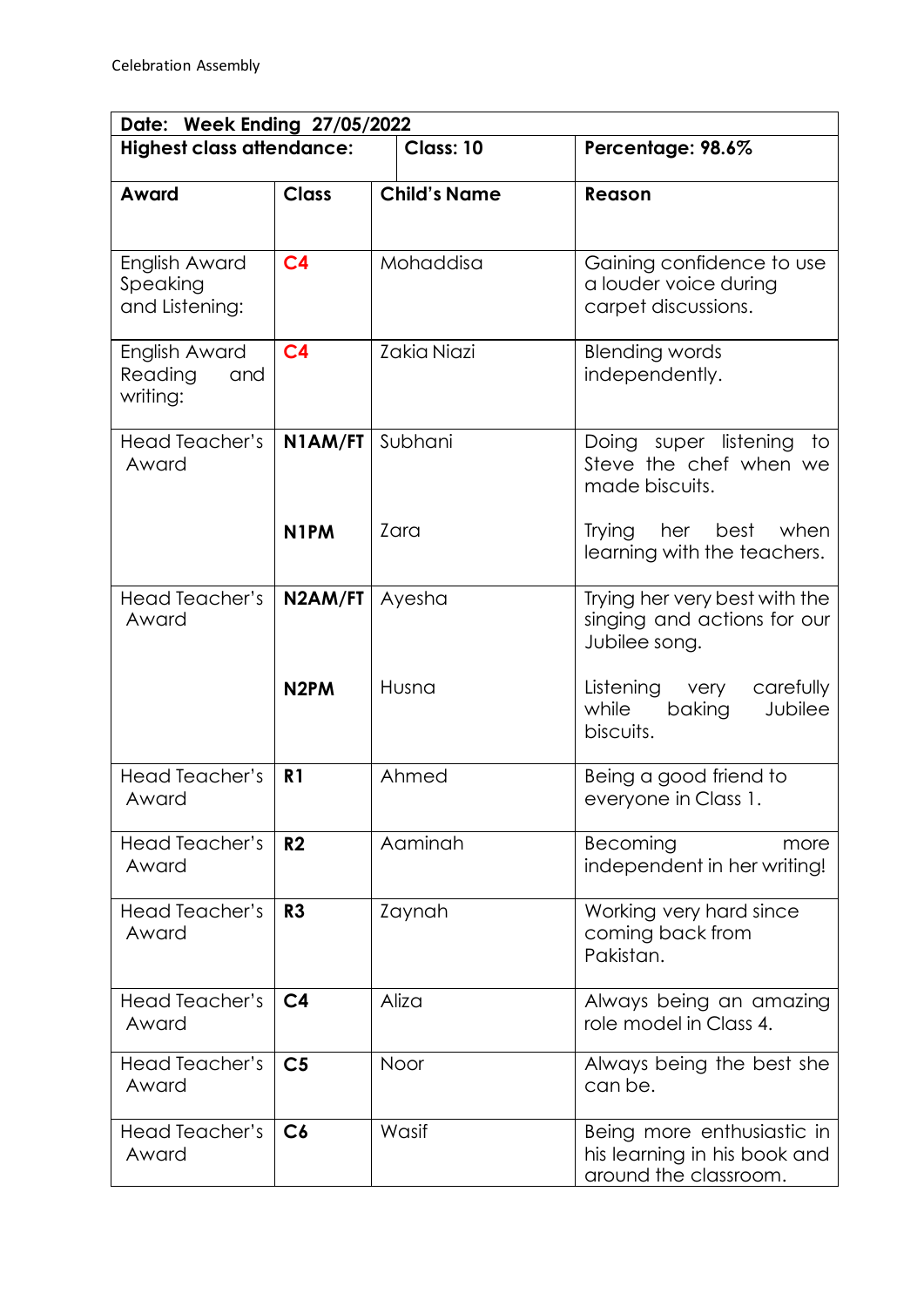Celebration Assembly

| Date: Week Ending 27/05/2022 | | | |
|---|---|---|---|
| **Highest class attendance:** | | **Class: 10** | **Percentage: 98.6%** |
| **Award** | **Class** | **Child's Name** | **Reason** |
| English Award Speaking and Listening: | C4 | Mohaddisa | Gaining confidence to use a louder voice during carpet discussions. |
| English Award Reading and writing: | C4 | Zakia Niazi | Blending words independently. |
| Head Teacher's Award | **N1AM/FT** | Subhani | Doing super listening to Steve the chef when we made biscuits. |
| | **N1PM** | Zara | Trying her best when learning with the teachers. |
| Head Teacher's Award | **N2AM/FT** | Ayesha | Trying her very best with the singing and actions for our Jubilee song. |
| | **N2PM** | Husna | Listening very carefully while baking Jubilee biscuits. |
| Head Teacher's Award | **R1** | Ahmed | Being a good friend to everyone in Class 1. |
| Head Teacher's Award | **R2** | Aaminah | Becoming more independent in her writing! |
| Head Teacher's Award | **R3** | Zaynah | Working very hard since coming back from Pakistan. |
| Head Teacher's Award | **C4** | Aliza | Always being an amazing role model in Class 4. |
| Head Teacher's Award | **C5** | Noor | Always being the best she can be. |
| Head Teacher's Award | **C6** | Wasif | Being more enthusiastic in his learning in his book and around the classroom. |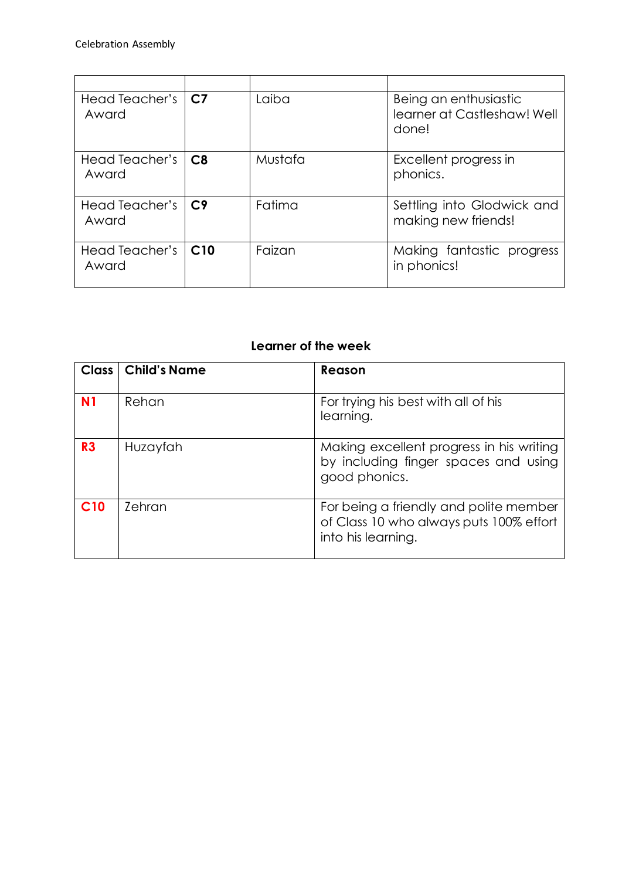| | | | |
|---|---|---|---|
| Head Teacher's Award | **C7** | Laiba | Being an enthusiastic learner at Castleshaw! Well done! |
| Head Teacher's Award | **C8** | Mustafa | Excellent progress in phonics. |
| Head Teacher's Award | **C9** | Fatima | Settling into Glodwick and making new friends! |
| Head Teacher's Award | **C10** | Faizan | Making fantastic progress in phonics! |

**Learner of the week**

| Class | Child's Name | Reason |
|---|---|---|
| **N1** | Rehan | For trying his best with all of his learning. |
| **R3** | Huzayfah | Making excellent progress in his writing by including finger spaces and using good phonics. |
| **C10** | Zehran | For being a friendly and polite member of Class 10 who always puts 100% effort into his learning. |